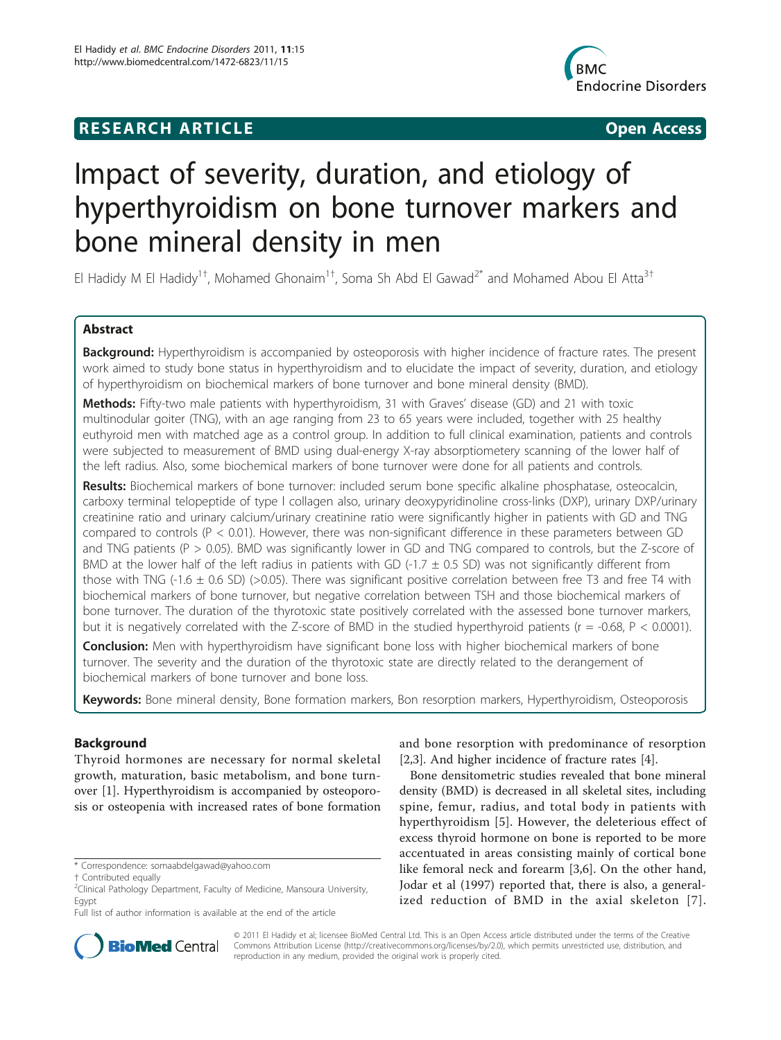**RESEARCH ARTICLE** **Open Access**

# Impact of severity, duration, and etiology of hyperthyroidism on bone turnover markers and bone mineral density in men

El Hadidy M El Hadidy[1†], Mohamed Ghonaim[1†], Soma Sh Abd El Gawad[2*] and Mohamed Abou El Atta[3†]

## Abstract

**Background:** Hyperthyroidism is accompanied by osteoporosis with higher incidence of fracture rates. The present work aimed to study bone status in hyperthyroidism and to elucidate the impact of severity, duration, and etiology of hyperthyroidism on biochemical markers of bone turnover and bone mineral density (BMD).

**Methods:** Fifty-two male patients with hyperthyroidism, 31 with Graves' disease (GD) and 21 with toxic multinodular goiter (TNG), with an age ranging from 23 to 65 years were included, together with 25 healthy euthyroid men with matched age as a control group. In addition to full clinical examination, patients and controls were subjected to measurement of BMD using dual-energy X-ray absorptiometery scanning of the lower half of the left radius. Also, some biochemical markers of bone turnover were done for all patients and controls.

**Results:** Biochemical markers of bone turnover: included serum bone specific alkaline phosphatase, osteocalcin, carboxy terminal telopeptide of type I collagen also, urinary deoxypyridinoline cross-links (DXP), urinary DXP/urinary creatinine ratio and urinary calcium/urinary creatinine ratio were significantly higher in patients with GD and TNG compared to controls ($P < 0.01$). However, there was non-significant difference in these parameters between GD and TNG patients ($P > 0.05$). BMD was significantly lower in GD and TNG compared to controls, but the Z-score of BMD at the lower half of the left radius in patients with GD ($-1.7 \pm 0.5$ SD) was not significantly different from those with TNG ($-1.6 \pm 0.6$ SD) ($>0.05$). There was significant positive correlation between free T3 and free T4 with biochemical markers of bone turnover, but negative correlation between TSH and those biochemical markers of bone turnover. The duration of the thyrotoxic state positively correlated with the assessed bone turnover markers, but it is negatively correlated with the Z-score of BMD in the studied hyperthyroid patients ($r = -0.68$, $P < 0.0001$).

**Conclusion:** Men with hyperthyroidism have significant bone loss with higher biochemical markers of bone turnover. The severity and the duration of the thyrotoxic state are directly related to the derangement of biochemical markers of bone turnover and bone loss.

**Keywords:** Bone mineral density, Bone formation markers, Bon resorption markers, Hyperthyroidism, Osteoporosis

## Background

Thyroid hormones are necessary for normal skeletal growth, maturation, basic metabolism, and bone turnover [1]. Hyperthyroidism is accompanied by osteoporosis or osteopenia with increased rates of bone formation and bone resorption with predominance of resorption [2,3]. And higher incidence of fracture rates [4].

Bone densitometric studies revealed that bone mineral density (BMD) is decreased in all skeletal sites, including spine, femur, radius, and total body in patients with hyperthyroidism [5]. However, the deleterious effect of excess thyroid hormone on bone is reported to be more accentuated in areas consisting mainly of cortical bone like femoral neck and forearm [3,6]. On the other hand, Jodar et al (1997) reported that, there is also, a generalized reduction of BMD in the axial skeleton [7].

\* Correspondence: somaabdelgawad@yahoo.com
† Contributed equally
[2]Clinical Pathology Department, Faculty of Medicine, Mansoura University, Egypt
Full list of author information is available at the end of the article

© 2011 El Hadidy et al; licensee BioMed Central Ltd. This is an Open Access article distributed under the terms of the Creative Commons Attribution License (http://creativecommons.org/licenses/by/2.0), which permits unrestricted use, distribution, and reproduction in any medium, provided the original work is properly cited.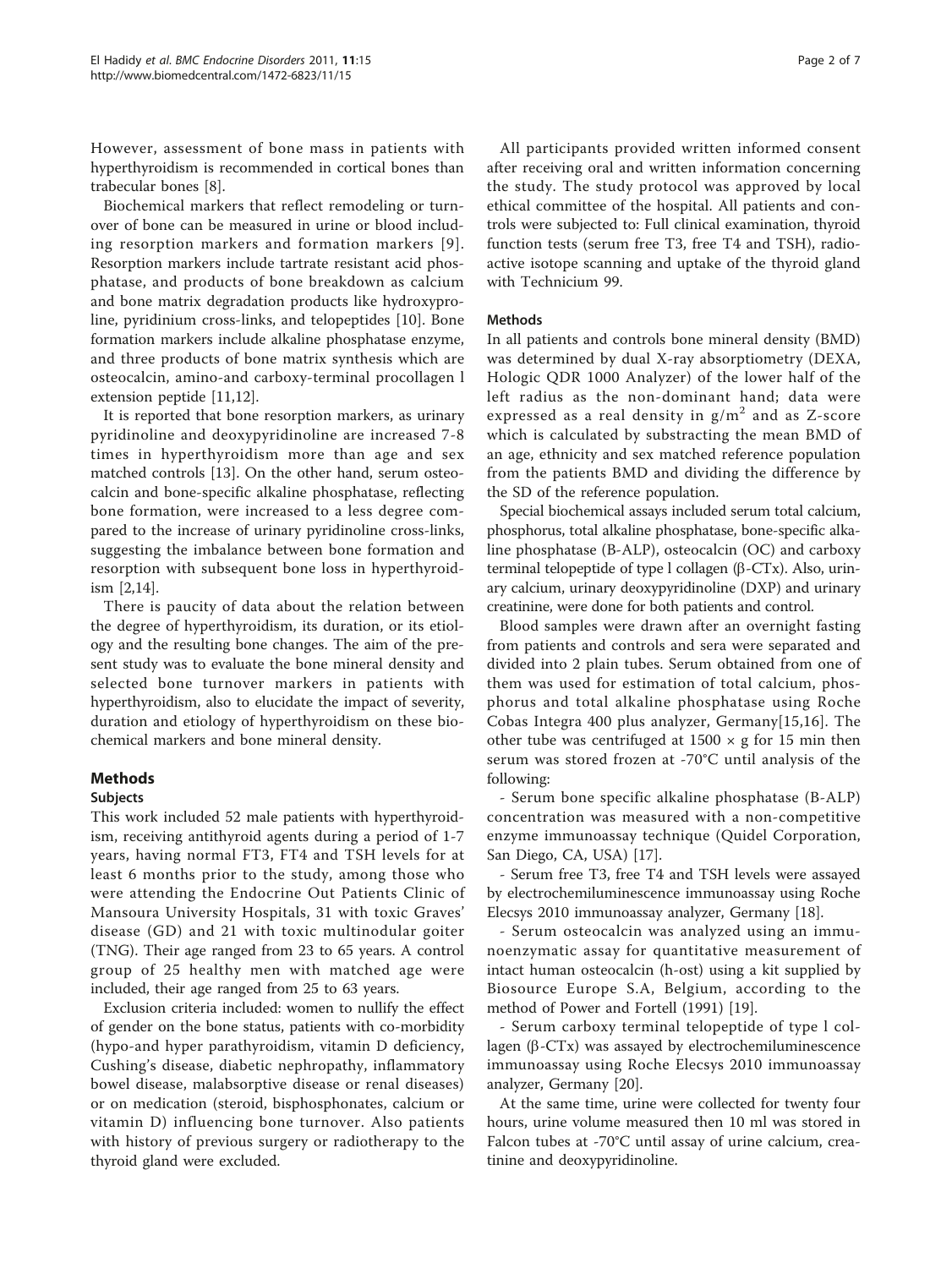However, assessment of bone mass in patients with hyperthyroidism is recommended in cortical bones than trabecular bones [8].

Biochemical markers that reflect remodeling or turnover of bone can be measured in urine or blood including resorption markers and formation markers [9]. Resorption markers include tartrate resistant acid phosphatase, and products of bone breakdown as calcium and bone matrix degradation products like hydroxyproline, pyridinium cross-links, and telopeptides [10]. Bone formation markers include alkaline phosphatase enzyme, and three products of bone matrix synthesis which are osteocalcin, amino-and carboxy-terminal procollagen l extension peptide [11,12].

It is reported that bone resorption markers, as urinary pyridinoline and deoxypyridinoline are increased 7-8 times in hyperthyroidism more than age and sex matched controls [13]. On the other hand, serum osteocalcin and bone-specific alkaline phosphatase, reflecting bone formation, were increased to a less degree compared to the increase of urinary pyridinoline cross-links, suggesting the imbalance between bone formation and resorption with subsequent bone loss in hyperthyroidism [2,14].

There is paucity of data about the relation between the degree of hyperthyroidism, its duration, or its etiology and the resulting bone changes. The aim of the present study was to evaluate the bone mineral density and selected bone turnover markers in patients with hyperthyroidism, also to elucidate the impact of severity, duration and etiology of hyperthyroidism on these biochemical markers and bone mineral density.

## Methods

### Subjects

This work included 52 male patients with hyperthyroidism, receiving antithyroid agents during a period of 1-7 years, having normal FT3, FT4 and TSH levels for at least 6 months prior to the study, among those who were attending the Endocrine Out Patients Clinic of Mansoura University Hospitals, 31 with toxic Graves' disease (GD) and 21 with toxic multinodular goiter (TNG). Their age ranged from 23 to 65 years. A control group of 25 healthy men with matched age were included, their age ranged from 25 to 63 years.

Exclusion criteria included: women to nullify the effect of gender on the bone status, patients with co-morbidity (hypo-and hyper parathyroidism, vitamin D deficiency, Cushing's disease, diabetic nephropathy, inflammatory bowel disease, malabsorptive disease or renal diseases) or on medication (steroid, bisphosphonates, calcium or vitamin D) influencing bone turnover. Also patients with history of previous surgery or radiotherapy to the thyroid gland were excluded.

All participants provided written informed consent after receiving oral and written information concerning the study. The study protocol was approved by local ethical committee of the hospital. All patients and controls were subjected to: Full clinical examination, thyroid function testes (serum free T3, free T4 and TSH), radioactive isotope scanning and uptake of the thyroid gland with Technicium 99.

### Methods

In all patients and controls bone mineral density (BMD) was determined by dual X-ray absorptiometry (DEXA, Hologic QDR 1000 Analyzer) of the lower half of the left radius as the non-dominant hand; data were expressed as a real density in $g/m^2$ and as Z-score which is calculated by substracting the mean BMD of an age, ethnicity and sex matched reference population from the patients BMD and dividing the difference by the SD of the reference population.

Special biochemical assays included serum total calcium, phosphorus, total alkaline phosphatase, bone-specific alkaline phosphatase (B-ALP), osteocalcin (OC) and carboxy terminal telopeptide of type l collagen (β-CTx). Also, urinary calcium, urinary deoxypyridinoline (DXP) and urinary creatinine, were done for both patients and control.

Blood samples were drawn after an overnight fasting from patients and controls and sera were separated and divided into 2 plain tubes. Serum obtained from one of them was used for estimation of total calcium, phosphorus and total alkaline phosphatase using Roche Cobas Integra 400 plus analyzer, Germany[15,16]. The other tube was centrifuged at $1500 \times g$ for 15 min then serum was stored frozen at -70°C until analysis of the following:

- Serum bone specific alkaline phosphatase (B-ALP) concentration was measured with a non-competitive enzyme immunoassay technique (Quidel Corporation, San Diego, CA, USA) [17].

- Serum free T3, free T4 and TSH levels were assayed by electrochemiluminescence immunoassay using Roche Elecsys 2010 immunoassay analyzer, Germany [18].

- Serum osteocalcin was analyzed using an immunoenzymatic assay for quantitative measurement of intact human osteocalcin (h-ost) using a kit supplied by Biosource Europe S.A, Belgium, according to the method of Power and Fortell (1991) [19].

- Serum carboxy terminal telopeptide of type l collagen (β-CTx) was assayed by electrochemiluminescence immunoassay using Roche Elecsys 2010 immunoassay analyzer, Germany [20].

At the same time, urine were collected for twenty four hours, urine volume measured then 10 ml was stored in Falcon tubes at -70°C until assay of urine calcium, creatinine and deoxypyridinoline.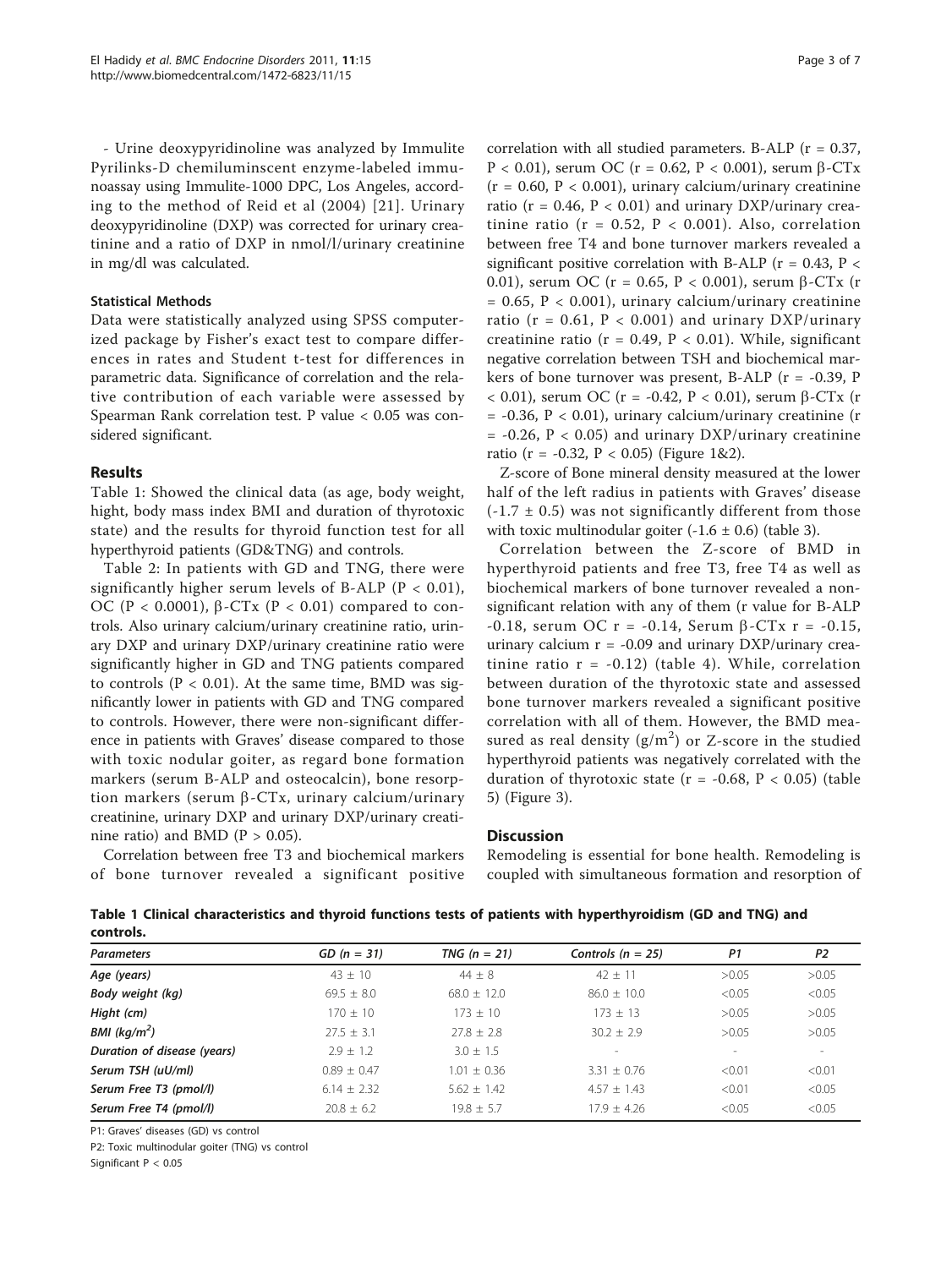- Urine deoxypyridinoline was analyzed by Immulite Pyrilinks-D chemiluminscent enzyme-labeled immunoassay using Immulite-1000 DPC, Los Angeles, according to the method of Reid et al (2004) [21]. Urinary deoxypyridinoline (DXP) was corrected for urinary creatinine and a ratio of DXP in nmol/l/urinary creatinine in mg/dl was calculated.

### Statistical Methods

Data were statistically analyzed using SPSS computerized package by Fisher's exact test to compare differences in rates and Student t-test for differences in parametric data. Significance of correlation and the relative contribution of each variable were assessed by Spearman Rank correlation test. P value < 0.05 was considered significant.

## Results

Table 1: Showed the clinical data (as age, body weight, hight, body mass index BMI and duration of thyrotoxic state) and the results for thyroid function test for all hyperthyroid patients (GD&TNG) and controls.

Table 2: In patients with GD and TNG, there were significantly higher serum levels of B-ALP (P < 0.01), OC (P < 0.0001), β-CTx (P < 0.01) compared to controls. Also urinary calcium/urinary creatinine ratio, urinary DXP and urinary DXP/urinary creatinine ratio were significantly higher in GD and TNG patients compared to controls (P < 0.01). At the same time, BMD was significantly lower in patients with GD and TNG compared to controls. However, there were non-significant difference in patients with Graves' disease compared to those with toxic nodular goiter, as regard bone formation markers (serum B-ALP and osteocalcin), bone resorption markers (serum β-CTx, urinary calcium/urinary creatinine, urinary DXP and urinary DXP/urinary creatinine ratio) and BMD (P > 0.05).

Correlation between free T3 and biochemical markers of bone turnover revealed a significant positive correlation with all studied parameters. B-ALP (r = 0.37, P < 0.01), serum OC (r = 0.62, P < 0.001), serum β-CTx (r = 0.60, P < 0.001), urinary calcium/urinary creatinine ratio (r = 0.46, P < 0.01) and urinary DXP/urinary creatinine ratio (r = 0.52, P < 0.001). Also, correlation between free T4 and bone turnover markers revealed a significant positive correlation with B-ALP (r = 0.43, P < 0.01), serum OC (r = 0.65, P < 0.001), serum β-CTx (r = 0.65, P < 0.001), urinary calcium/urinary creatinine ratio (r = 0.61, P < 0.001) and urinary DXP/urinary creatinine ratio (r = 0.49, P < 0.01). While, significant negative correlation between TSH and biochemical markers of bone turnover was present, B-ALP (r = -0.39, P < 0.01), serum OC (r = -0.42, P < 0.01), serum β-CTx (r = -0.36, P < 0.01), urinary calcium/urinary creatinine (r = -0.26, P < 0.05) and urinary DXP/urinary creatinine ratio (r = -0.32, P < 0.05) (Figure 1&2).

Z-score of Bone mineral density measured at the lower half of the left radius in patients with Graves' disease (-1.7 ± 0.5) was not significantly different from those with toxic multinodular goiter (-1.6 ± 0.6) (table 3).

Correlation between the Z-score of BMD in hyperthyroid patients and free T3, free T4 as well as biochemical markers of bone turnover revealed a non-significant relation with any of them (r value for B-ALP -0.18, serum OC r = -0.14, Serum β-CTx r = -0.15, urinary calcium r = -0.09 and urinary DXP/urinary creatinine ratio r = -0.12) (table 4). While, correlation between duration of the thyrotoxic state and assessed bone turnover markers revealed a significant positive correlation with all of them. However, the BMD measured as real density ($g/m^2$) or Z-score in the studied hyperthyroid patients was negatively correlated with the duration of thyrotoxic state (r = -0.68, P < 0.05) (table 5) (Figure 3).

## Discussion

Remodeling is essential for bone health. Remodeling is coupled with simultaneous formation and resorption of

**Table 1 Clinical characteristics and thyroid functions tests of patients with hyperthyroidism (GD and TNG) and controls.**

| Parameters | GD (n = 31) | TNG (n = 21) | Controls (n = 25) | P1 | P2 |
|---|---|---|---|---|---|
| Age (years) | 43 ± 10 | 44 ± 8 | 42 ± 11 | >0.05 | >0.05 |
| Body weight (kg) | 69.5 ± 8.0 | 68.0 ± 12.0 | 86.0 ± 10.0 | <0.05 | <0.05 |
| Hight (cm) | 170 ± 10 | 173 ± 10 | 173 ± 13 | >0.05 | >0.05 |
| BMI ($kg/m^2$) | 27.5 ± 3.1 | 27.8 ± 2.8 | 30.2 ± 2.9 | >0.05 | >0.05 |
| Duration of disease (years) | 2.9 ± 1.2 | 3.0 ± 1.5 | - | - | - |
| Serum TSH (uU/ml) | 0.89 ± 0.47 | 1.01 ± 0.36 | 3.31 ± 0.76 | <0.01 | <0.01 |
| Serum Free T3 (pmol/l) | 6.14 ± 2.32 | 5.62 ± 1.42 | 4.57 ± 1.43 | <0.01 | <0.05 |
| Serum Free T4 (pmol/l) | 20.8 ± 6.2 | 19.8 ± 5.7 | 17.9 ± 4.26 | <0.05 | <0.05 |

P1: Graves' diseases (GD) vs control

P2: Toxic multinodular goiter (TNG) vs control

Significant P < 0.05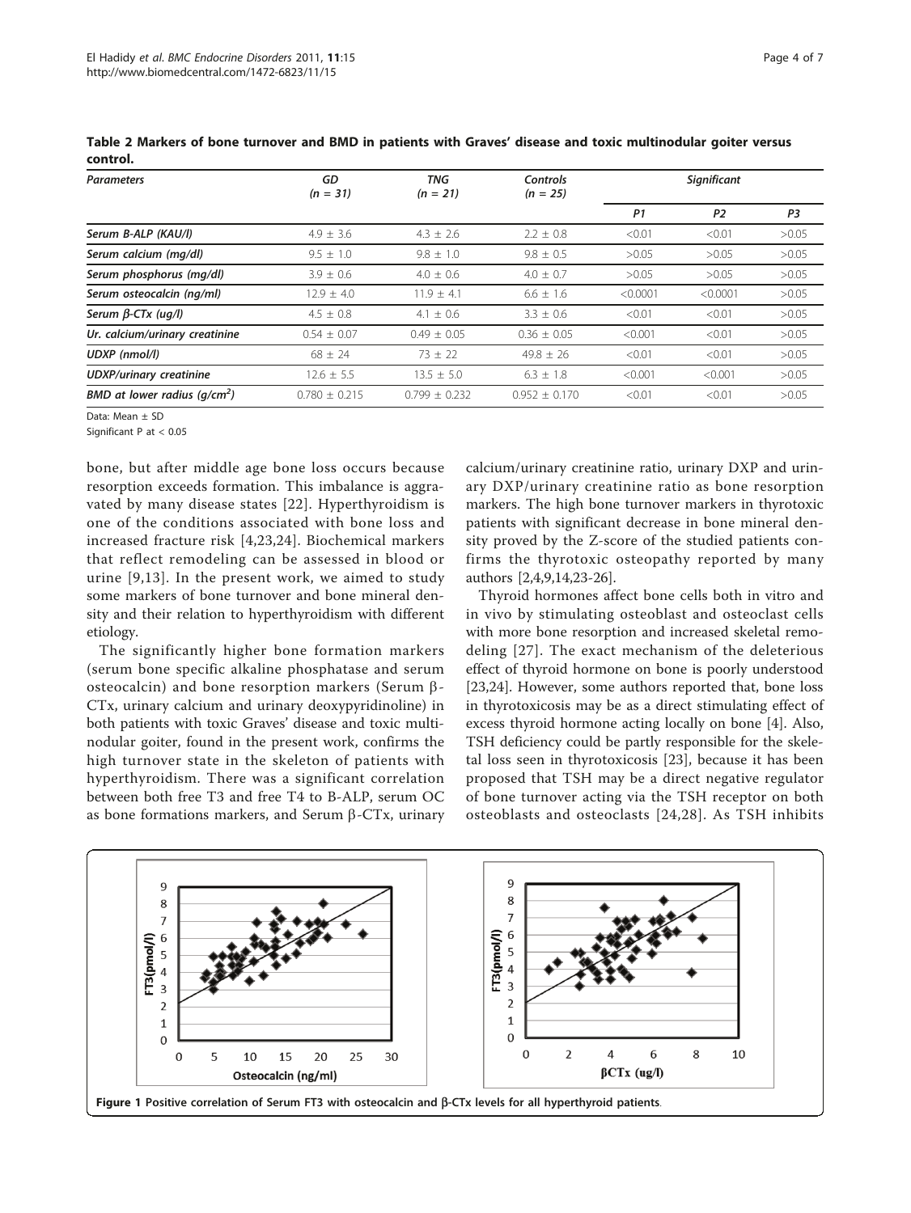**Table 2 Markers of bone turnover and BMD in patients with Graves' disease and toxic multinodular goiter versus control.**

| Parameters | GD (n = 31) | TNG (n = 21) | Controls (n = 25) | Significant | | |
|---|---|---|---|---|---|---|
| | | | | P1 | P2 | P3 |
| Serum B-ALP (KAU/l) | 4.9 ± 3.6 | 4.3 ± 2.6 | 2.2 ± 0.8 | <0.01 | <0.01 | >0.05 |
| Serum calcium (mg/dl) | 9.5 ± 1.0 | 9.8 ± 1.0 | 9.8 ± 0.5 | >0.05 | >0.05 | >0.05 |
| Serum phosphorus (mg/dl) | 3.9 ± 0.6 | 4.0 ± 0.6 | 4.0 ± 0.7 | >0.05 | >0.05 | >0.05 |
| Serum osteocalcin (ng/ml) | 12.9 ± 4.0 | 11.9 ± 4.1 | 6.6 ± 1.6 | <0.0001 | <0.0001 | >0.05 |
| Serum β-CTx (ug/l) | 4.5 ± 0.8 | 4.1 ± 0.6 | 3.3 ± 0.6 | <0.01 | <0.01 | >0.05 |
| Ur. calcium/urinary creatinine | 0.54 ± 0.07 | 0.49 ± 0.05 | 0.36 ± 0.05 | <0.001 | <0.01 | >0.05 |
| UDXP (nmol/l) | 68 ± 24 | 73 ± 22 | 49.8 ± 26 | <0.01 | <0.01 | >0.05 |
| UDXP/urinary creatinine | 12.6 ± 5.5 | 13.5 ± 5.0 | 6.3 ± 1.8 | <0.001 | <0.001 | >0.05 |
| BMD at lower radius ($g/cm^2$) | 0.780 ± 0.215 | 0.799 ± 0.232 | 0.952 ± 0.170 | <0.01 | <0.01 | >0.05 |

Data: Mean ± SD

Significant P at < 0.05

bone, but after middle age bone loss occurs because resorption exceeds formation. This imbalance is aggravated by many disease states [22]. Hyperthyroidism is one of the conditions associated with bone loss and increased fracture risk [4,23,24]. Biochemical markers that reflect remodeling can be assessed in blood or urine [9,13]. In the present work, we aimed to study some markers of bone turnover and bone mineral density and their relation to hyperthyroidism with different etiology.

The significantly higher bone formation markers (serum bone specific alkaline phosphatase and serum osteocalcin) and bone resorption markers (Serum β-CTx, urinary calcium and urinary deoxypyridinoline) in both patients with toxic Graves' disease and toxic multinodular goiter, found in the present work, confirms the high turnover state in the skeleton of patients with hyperthyroidism. There was a significant correlation between both free T3 and free T4 to B-ALP, serum OC as bone formations markers, and Serum β-CTx, urinary calcium/urinary creatinine ratio, urinary DXP and urinary DXP/urinary creatinine ratio as bone resorption markers. The high bone turnover markers in thyrotoxic patients with significant decrease in bone mineral density proved by the Z-score of the studied patients confirms the thyrotoxic osteopathy reported by many authors [2,4,9,14,23-26].

Thyroid hormones affect bone cells both in vitro and in vivo by stimulating osteoblast and osteoclast cells with more bone resorption and increased skeletal remodeling [27]. The exact mechanism of the deleterious effect of thyroid hormone on bone is poorly understood [23,24]. However, some authors reported that, bone loss in thyrotoxicosis may be as a direct stimulating effect of excess thyroid hormone acting locally on bone [4]. Also, TSH deficiency could be partly responsible for the skeletal loss seen in thyrotoxicosis [23], because it has been proposed that TSH may be a direct negative regulator of bone turnover acting via the TSH receptor on both osteoblasts and osteoclasts [24,28]. As TSH inhibits

**Figure 1 Positive correlation of Serum FT3 with osteocalcin and β-CTx levels for all hyperthyroid patients.**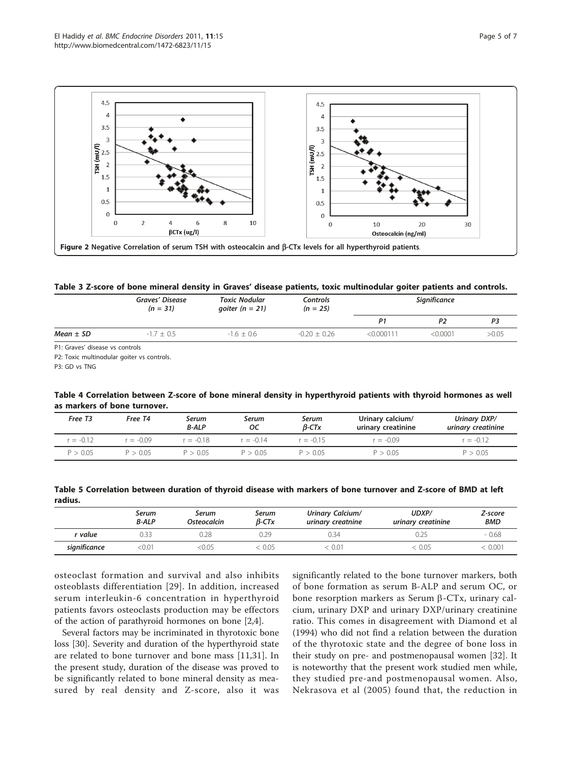Figure 2 Negative Correlation of serum TSH with osteocalcin and β-CTx levels for all hyperthyroid patients.

**Table 3 Z-score of bone mineral density in Graves' disease patients, toxic multinodular goiter patients and controls.**

| | *Graves' Disease (n = 31)* | *Toxic Nodular goiter (n = 21)* | *Controls (n = 25)* | *Significance* | | |
|---|---|---|---|---|---|---|
| | | | | *P1* | *P2* | *P3* |
| ***Mean ± SD*** | -1.7 ± 0.5 | -1.6 ± 0.6 | -0.20 ± 0.26 | <0.000111 | <0.0001 | >0.05 |

P1: Graves' disease vs controls

P2: Toxic multinodular goiter vs controls.

P3: GD vs TNG

**Table 4 Correlation between Z-score of bone mineral density in hyperthyroid patients with thyroid hormones as well as markers of bone turnover.**

| *Free T3* | *Free T4* | *Serum B-ALP* | *Serum OC* | *Serum β-CTx* | Urinary calcium/ urinary creatinine | Urinary DXP/ urinary creatinine |
|---|---|---|---|---|---|---|
| r = -0.12 | r = -0.09 | r = -0.18 | r = -0.14 | r = -0.15 | r = -0.09 | r = -0.12 |
| P > 0.05 | P > 0.05 | P > 0.05 | P > 0.05 | P > 0.05 | P > 0.05 | P > 0.05 |

**Table 5 Correlation between duration of thyroid disease with markers of bone turnover and Z-score of BMD at left radius.**

| | *Serum B-ALP* | *Serum Osteocalcin* | *Serum β-CTx* | *Urinary Calcium/ urinary creatinine* | *UDXP/ urinary creatinine* | *Z-score BMD* |
|---|---|---|---|---|---|---|
| ***r value*** | 0.33 | 0.28 | 0.29 | 0.34 | 0.25 | - 0.68 |
| ***significance*** | <0.01 | <0.05 | < 0.05 | < 0.01 | < 0.05 | < 0.001 |

osteoclast formation and survival and also inhibits osteoblasts differentiation [29]. In addition, increased serum interleukin-6 concentration in hyperthyroid patients favors osteoclasts production may be effectors of the action of parathyroid hormones on bone [2,4].

Several factors may be incriminated in thyrotoxic bone loss [30]. Severity and duration of the hyperthyroid state are related to bone turnover and bone mass [11,31]. In the present study, duration of the disease was proved to be significantly related to bone mineral density as measured by real density and Z-score, also it was significantly related to the bone turnover markers, both of bone formation as serum B-ALP and serum OC, or bone resorption markers as Serum β-CTx, urinary calcium, urinary DXP and urinary DXP/urinary creatinine ratio. This comes in disagreement with Diamond et al (1994) who did not find a relation between the duration of the thyrotoxic state and the degree of bone loss in their study on pre- and postmenopausal women [32]. It is noteworthy that the present work studied men while, they studied pre-and postmenopausal women. Also, Nekrasova et al (2005) found that, the reduction in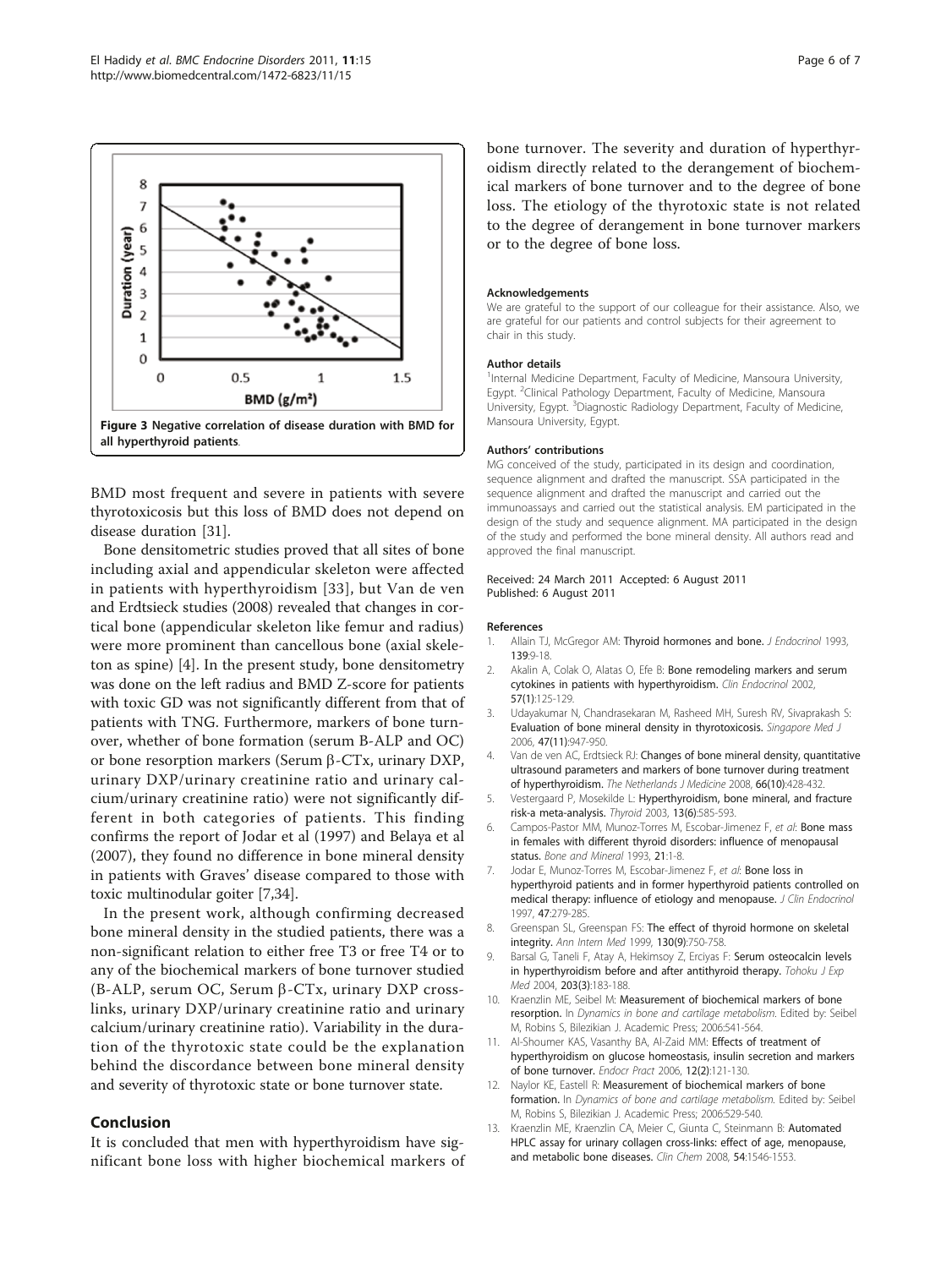Figure 3 Negative correlation of disease duration with BMD for all hyperthyroid patients.

BMD most frequent and severe in patients with severe thyrotoxicosis but this loss of BMD does not depend on disease duration [31].

Bone densitometric studies proved that all sites of bone including axial and appendicular skeleton were affected in patients with hyperthyroidism [33], but Van de ven and Erdtsieck studies (2008) revealed that changes in cortical bone (appendicular skeleton like femur and radius) were more prominent than cancellous bone (axial skeleton as spine) [4]. In the present study, bone densitometry was done on the left radius and BMD Z-score for patients with toxic GD was not significantly different from that of patients with TNG. Furthermore, markers of bone turnover, whether of bone formation (serum B-ALP and OC) or bone resorption markers (Serum β-CTx, urinary DXP, urinary DXP/urinary creatinine ratio and urinary calcium/urinary creatinine ratio) were not significantly different in both categories of patients. This finding confirms the report of Jodar et al (1997) and Belaya et al (2007), they found no difference in bone mineral density in patients with Graves' disease compared to those with toxic multinodular goiter [7,34].

In the present work, although confirming decreased bone mineral density in the studied patients, there was a non-significant relation to either free T3 or free T4 or to any of the biochemical markers of bone turnover studied (B-ALP, serum OC, Serum β-CTx, urinary DXP crosslinks, urinary DXP/urinary creatinine ratio and urinary calcium/urinary creatinine ratio). Variability in the duration of the thyrotoxic state could be the explanation behind the discordance between bone mineral density and severity of thyrotoxic state or bone turnover state.

## Conclusion

It is concluded that men with hyperthyroidism have significant bone loss with higher biochemical markers of bone turnover. The severity and duration of hyperthyroidism directly related to the derangement of biochemical markers of bone turnover and to the degree of bone loss. The etiology of the thyrotoxic state is not related to the degree of derangement in bone turnover markers or to the degree of bone loss.

#### Acknowledgements

We are grateful to the support of our colleague for their assistance. Also, we are grateful for our patients and control subjects for their agreement to chair in this study.

#### Author details

[1]Internal Medicine Department, Faculty of Medicine, Mansoura University, Egypt. [2]Clinical Pathology Department, Faculty of Medicine, Mansoura University, Egypt. [3]Diagnostic Radiology Department, Faculty of Medicine, Mansoura University, Egypt.

#### Authors' contributions

MG conceived of the study, participated in its design and coordination, sequence alignment and drafted the manuscript. SSA participated in the sequence alignment and drafted the manuscript and carried out the immunoassays and carried out the statistical analysis. EM participated in the design of the study and sequence alignment. MA participated in the design of the study and performed the bone mineral density. All authors read and approved the final manuscript.

Received: 24 March 2011 Accepted: 6 August 2011
Published: 6 August 2011

#### References

1. Allain TJ, McGregor AM: Thyroid hormones and bone. *J Endocrinol* 1993, 139:9-18.
2. Akalin A, Colak O, Alatas O, Efe B: Bone remodeling markers and serum cytokines in patients with hyperthyroidism. *Clin Endocrinol* 2002, 57(1):125-129.
3. Udayakumar N, Chandrasekaran M, Rasheed MH, Suresh RV, Sivaprakash S: Evaluation of bone mineral density in thyrotoxicosis. *Singapore Med J* 2006, 47(11):947-950.
4. Van de ven AC, Erdtsieck RJ: Changes of bone mineral density, quantitative ultrasound parameters and markers of bone turnover during treatment of hyperthyroidism. *The Netherlands J Medicine* 2008, 66(10):428-432.
5. Vestergaard P, Mosekilde L: Hyperthyroidism, bone mineral, and fracture risk-a meta-analysis. *Thyroid* 2003, 13(6):585-593.
6. Campos-Pastor MM, Munoz-Torres M, Escobar-Jimenez F, *et al*: Bone mass in females with different thyroid disorders: influence of menopausal status. *Bone and Mineral* 1993, 21:1-8.
7. Jodar E, Munoz-Torres M, Escobar-Jimenez F, *et al*: Bone loss in hyperthyroid patients and in former hyperthyroid patients controlled on medical therapy: influence of etiology and menopause. *J Clin Endocrinol* 1997, 47:279-285.
8. Greenspan SL, Greenspan FS: The effect of thyroid hormone on skeletal integrity. *Ann Intern Med* 1999, 130(9):750-758.
9. Barsal G, Taneli F, Atay A, Hekimsoy Z, Erciyas F: Serum osteocalcin levels in hyperthyroidism before and after antithyroid therapy. *Tohoku J Exp Med* 2004, 203(3):183-188.
10. Kraenzlin ME, Seibel M: Measurement of biochemical markers of bone resorption. In *Dynamics in bone and cartilage metabolism*. Edited by: Seibel M, Robins S, Bilezikian J. Academic Press; 2006:541-564.
11. Al-Shoumer KAS, Vasanthy BA, Al-Zaid MM: Effects of treatment of hyperthyroidism on glucose homeostasis, insulin secretion and markers of bone turnover. *Endocr Pract* 2006, 12(2):121-130.
12. Naylor KE, Eastell R: Measurement of biochemical markers of bone formation. In *Dynamics of bone and cartilage metabolism*. Edited by: Seibel M, Robins S, Bilezikian J. Academic Press; 2006:529-540.
13. Kraenzlin ME, Kraenzlin CA, Meier C, Giunta C, Steinmann B: Automated HPLC assay for urinary collagen cross-links: effect of age, menopause, and metabolic bone diseases. *Clin Chem* 2008, 54:1546-1553.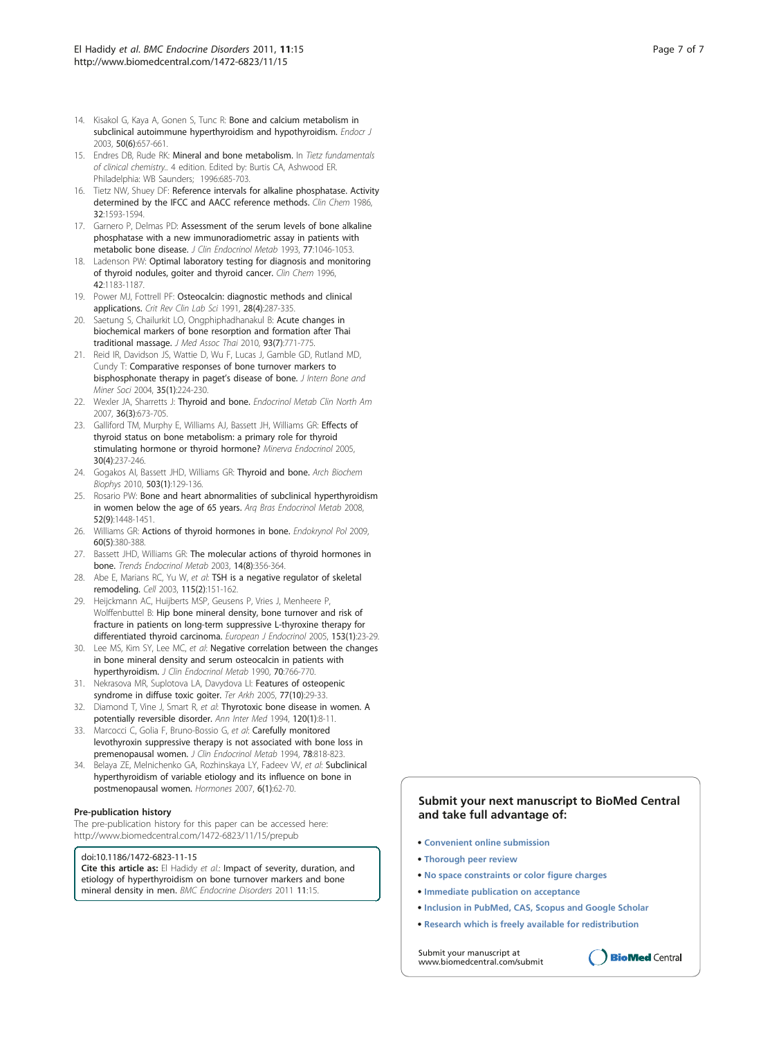14. Kisakol G, Kaya A, Gonen S, Tunc R: **Bone and calcium metabolism in subclinical autoimmune hyperthyroidism and hypothyroidism.** *Endocr J* 2003, **50(6)**:657-661.
15. Endres DB, Rude RK: **Mineral and bone metabolism.** In *Tietz fundamentals of clinical chemistry.*. 4 edition. Edited by: Burtis CA, Ashwood ER. Philadelphia: WB Saunders; 1996:685-703.
16. Tietz NW, Shuey DF: **Reference intervals for alkaline phosphatase. Activity determined by the IFCC and AACC reference methods.** *Clin Chem* 1986, **32**:1593-1594.
17. Garnero P, Delmas PD: **Assessment of the serum levels of bone alkaline phosphatase with a new immunoradiometric assay in patients with metabolic bone disease.** *J Clin Endocrinol Metab* 1993, **77**:1046-1053.
18. Ladenson PW: **Optimal laboratory testing for diagnosis and monitoring of thyroid nodules, goiter and thyroid cancer.** *Clin Chem* 1996, **42**:1183-1187.
19. Power MJ, Fottrell PF: **Osteocalcin: diagnostic methods and clinical applications.** *Crit Rev Clin Lab Sci* 1991, **28(4)**:287-335.
20. Saetung S, Chailurkit LO, Ongphiphadhanakul B: **Acute changes in biochemical markers of bone resorption and formation after Thai traditional massage.** *J Med Assoc Thai* 2010, **93(7)**:771-775.
21. Reid IR, Davidson JS, Wattie D, Wu F, Lucas J, Gamble GD, Rutland MD, Cundy T: **Comparative responses of bone turnover markers to bisphosphonate therapy in paget's disease of bone.** *J Intern Bone and Miner Soci* 2004, **35(1)**:224-230.
22. Wexler JA, Sharretts J: **Thyroid and bone.** *Endocrinol Metab Clin North Am* 2007, **36(3)**:673-705.
23. Galliford TM, Murphy E, Williams AJ, Bassett JH, Williams GR: **Effects of thyroid status on bone metabolism: a primary role for thyroid stimulating hormone or thyroid hormone?** *Minerva Endocrinol* 2005, **30(4)**:237-246.
24. Gogakos AI, Bassett JHD, Williams GR: **Thyroid and bone.** *Arch Biochem Biophys* 2010, **503(1)**:129-136.
25. Rosario PW: **Bone and heart abnormalities of subclinical hyperthyroidism in women below the age of 65 years.** *Arq Bras Endocrinol Metab* 2008, **52(9)**:1448-1451.
26. Williams GR: **Actions of thyroid hormones in bone.** *Endokrynol Pol* 2009, **60(5)**:380-388.
27. Bassett JHD, Williams GR: **The molecular actions of thyroid hormones in bone.** *Trends Endocrinol Metab* 2003, **14(8)**:356-364.
28. Abe E, Marians RC, Yu W, *et al*: **TSH is a negative regulator of skeletal remodeling.** *Cell* 2003, **115(2)**:151-162.
29. Heijckmann AC, Huijberts MSP, Geusens P, Vries J, Menheere P, Wolffenbuttel B: **Hip bone mineral density, bone turnover and risk of fracture in patients on long-term suppressive L-thyroxine therapy for differentiated thyroid carcinoma.** *European J Endocrinol* 2005, **153(1)**:23-29.
30. Lee MS, Kim SY, Lee MC, *et al*: **Negative correlation between the changes in bone mineral density and serum osteocalcin in patients with hyperthyroidism.** *J Clin Endocrinol Metab* 1990, **70**:766-770.
31. Nekrasova MR, Suplotova LA, Davydova LI: **Features of osteopenic syndrome in diffuse toxic goiter.** *Ter Arkh* 2005, **77(10)**:29-33.
32. Diamond T, Vine J, Smart R, *et al*: **Thyrotoxic bone disease in women. A potentially reversible disorder.** *Ann Inter Med* 1994, **120(1)**:8-11.
33. Marcocci C, Golia F, Bruno-Bossio G, *et al*: **Carefully monitored levothyroxin suppressive therapy is not associated with bone loss in premenopausal women.** *J Clin Endocrinol Metab* 1994, **78**:818-823.
34. Belaya ZE, Melnichenko GA, Rozhinskaya LY, Fadeev VV, *et al*: **Subclinical hyperthyroidism of variable etiology and its influence on bone in postmenopausal women.** *Hormones* 2007, **6(1)**:62-70.

### Pre-publication history

The pre-publication history for this paper can be accessed here:
http://www.biomedcentral.com/1472-6823/11/15/prepub

doi:10.1186/1472-6823-11-15

**Cite this article as:** El Hadidy *et al.*: Impact of severity, duration, and etiology of hyperthyroidism on bone turnover markers and bone mineral density in men. *BMC Endocrine Disorders* 2011 **11**:15.

**Submit your next manuscript to BioMed Central and take full advantage of:**

- Convenient online submission
- Thorough peer review
- No space constraints or color figure charges
- Immediate publication on acceptance
- Inclusion in PubMed, CAS, Scopus and Google Scholar
- Research which is freely available for redistribution

Submit your manuscript at
www.biomedcentral.com/submit

BioMed Central